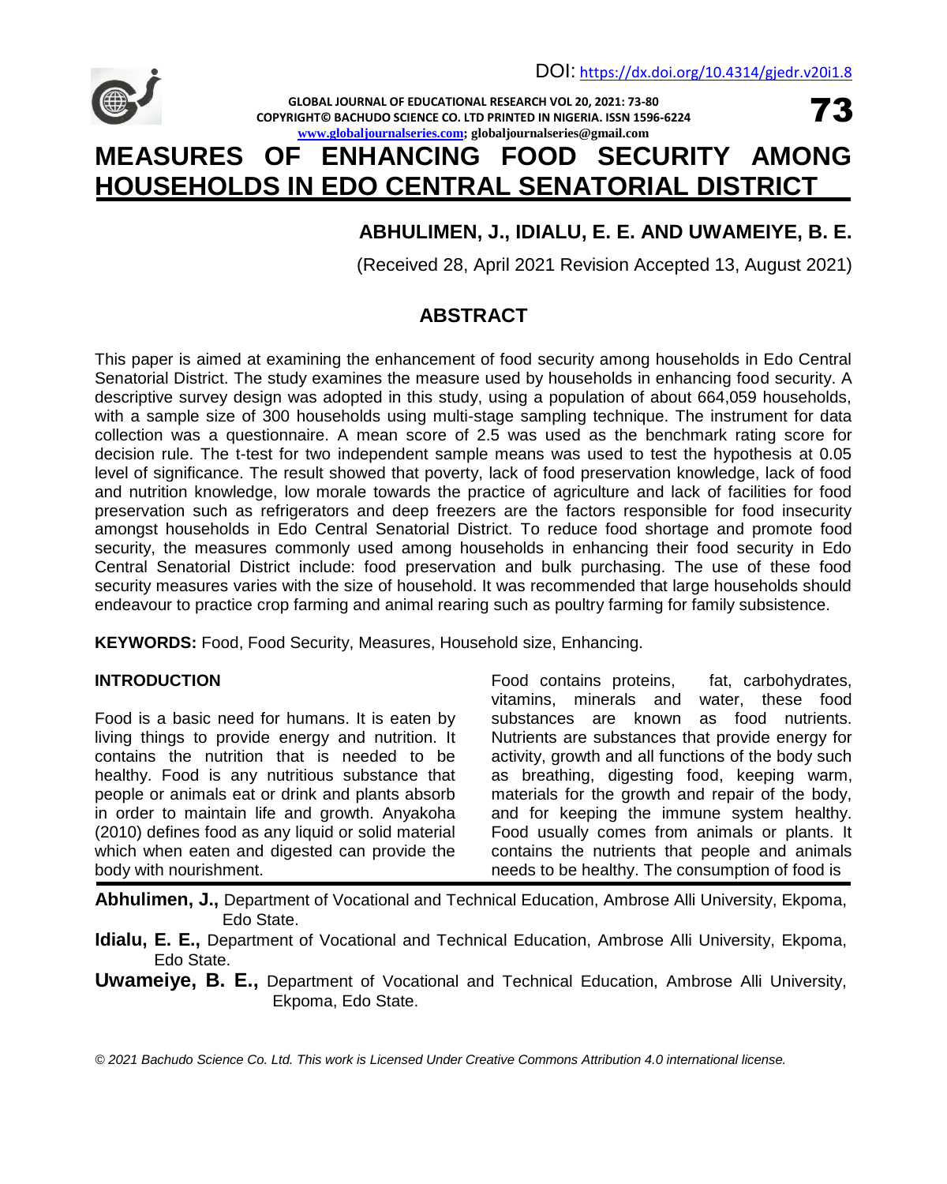# MEASURES OF ENHANCING FOOD SECURITY AMONG HOUSEHOLDS IN EDO CENTRAL SENATORIAL DISTRICT

**ABHULIMEN, J., IDIALU, E. E. AND UWAMEIYE, B. E.**

(Received 28, April 2021 Revision Accepted 13, August 2021)

## ABSTRACT

This paper is aimed at examining the enhancement of food security among households in Edo Central Senatorial District. The study examines the measure used by households in enhancing food security. A descriptive survey design was adopted in this study, using a population of about 664,059 households, with a sample size of 300 households using multi-stage sampling technique. The instrument for data collection was a questionnaire. A mean score of 2.5 was used as the benchmark rating score for decision rule. The t-test for two independent sample means was used to test the hypothesis at 0.05 level of significance. The result showed that poverty, lack of food preservation knowledge, lack of food and nutrition knowledge, low morale towards the practice of agriculture and lack of facilities for food preservation such as refrigerators and deep freezers are the factors responsible for food insecurity amongst households in Edo Central Senatorial District. To reduce food shortage and promote food security, the measures commonly used among households in enhancing their food security in Edo Central Senatorial District include: food preservation and bulk purchasing. The use of these food security measures varies with the size of household. It was recommended that large households should endeavour to practice crop farming and animal rearing such as poultry farming for family subsistence.

**KEYWORDS:** Food, Food Security, Measures, Household size, Enhancing.

## INTRODUCTION

Food is a basic need for humans. It is eaten by living things to provide energy and nutrition. It contains the nutrition that is needed to be healthy. Food is any nutritious substance that people or animals eat or drink and plants absorb in order to maintain life and growth. Anyakoha (2010) defines food as any liquid or solid material which when eaten and digested can provide the body with nourishment.

Food contains proteins, fat, carbohydrates, vitamins, minerals and water, these food substances are known as food nutrients. Nutrients are substances that provide energy for activity, growth and all functions of the body such as breathing, digesting food, keeping warm, materials for the growth and repair of the body, and for keeping the immune system healthy. Food usually comes from animals or plants. It contains the nutrients that people and animals needs to be healthy. The consumption of food is

**Abhulimen, J.,** Department of Vocational and Technical Education, Ambrose Alli University, Ekpoma, Edo State.

**Idialu, E. E.,** Department of Vocational and Technical Education, Ambrose Alli University, Ekpoma, Edo State.

**Uwameiye, B. E.,** Department of Vocational and Technical Education, Ambrose Alli University, Ekpoma, Edo State.

*© 2021 Bachudo Science Co. Ltd. This work is Licensed Under Creative Commons Attribution 4.0 international license.*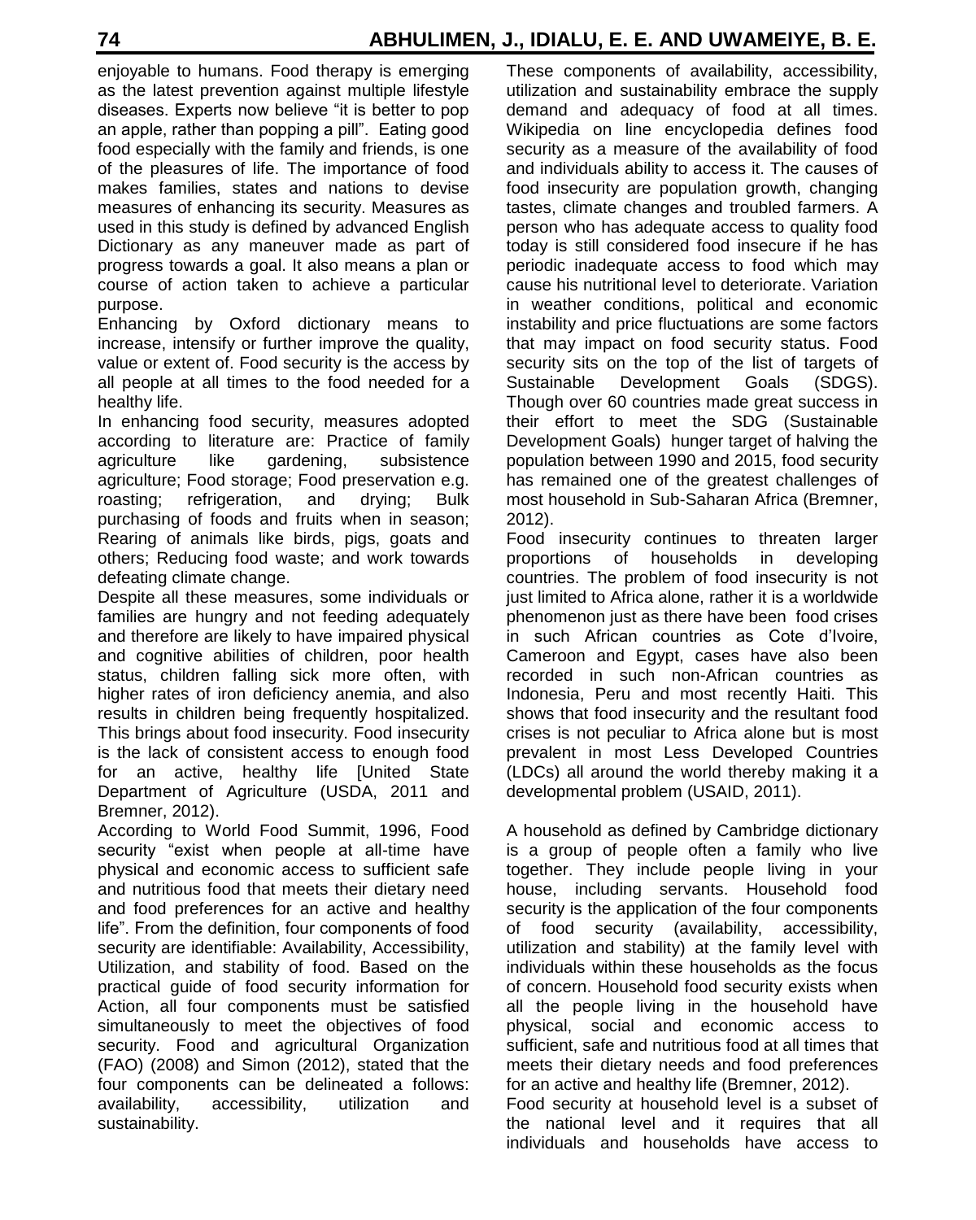enjoyable to humans. Food therapy is emerging as the latest prevention against multiple lifestyle diseases. Experts now believe "it is better to pop an apple, rather than popping a pill". Eating good food especially with the family and friends, is one of the pleasures of life. The importance of food makes families, states and nations to devise measures of enhancing its security. Measures as used in this study is defined by advanced English Dictionary as any maneuver made as part of progress towards a goal. It also means a plan or course of action taken to achieve a particular purpose.

Enhancing by Oxford dictionary means to increase, intensify or further improve the quality, value or extent of. Food security is the access by all people at all times to the food needed for a healthy life.

In enhancing food security, measures adopted according to literature are: Practice of family agriculture like gardening, subsistence agriculture; Food storage; Food preservation e.g. roasting; refrigeration, and drying; Bulk purchasing of foods and fruits when in season; Rearing of animals like birds, pigs, goats and others; Reducing food waste; and work towards defeating climate change.

Despite all these measures, some individuals or families are hungry and not feeding adequately and therefore are likely to have impaired physical and cognitive abilities of children, poor health status, children falling sick more often, with higher rates of iron deficiency anemia, and also results in children being frequently hospitalized. This brings about food insecurity. Food insecurity is the lack of consistent access to enough food for an active, healthy life [United State Department of Agriculture (USDA, 2011 and Bremner, 2012).

According to World Food Summit, 1996, Food security "exist when people at all-time have physical and economic access to sufficient safe and nutritious food that meets their dietary need and food preferences for an active and healthy life". From the definition, four components of food security are identifiable: Availability, Accessibility, Utilization, and stability of food. Based on the practical guide of food security information for Action, all four components must be satisfied simultaneously to meet the objectives of food security. Food and agricultural Organization (FAO) (2008) and Simon (2012), stated that the four components can be delineated a follows: availability, accessibility, utilization and sustainability.

These components of availability, accessibility, utilization and sustainability embrace the supply demand and adequacy of food at all times. Wikipedia on line encyclopedia defines food security as a measure of the availability of food and individuals ability to access it. The causes of food insecurity are population growth, changing tastes, climate changes and troubled farmers. A person who has adequate access to quality food today is still considered food insecure if he has periodic inadequate access to food which may cause his nutritional level to deteriorate. Variation in weather conditions, political and economic instability and price fluctuations are some factors that may impact on food security status. Food security sits on the top of the list of targets of Sustainable Development Goals (SDGS). Though over 60 countries made great success in their effort to meet the SDG (Sustainable Development Goals) hunger target of halving the population between 1990 and 2015, food security has remained one of the greatest challenges of most household in Sub-Saharan Africa (Bremner, 2012).

Food insecurity continues to threaten larger proportions of households in developing countries. The problem of food insecurity is not just limited to Africa alone, rather it is a worldwide phenomenon just as there have been food crises in such African countries as Cote d'Ivoire, Cameroon and Egypt, cases have also been recorded in such non-African countries as Indonesia, Peru and most recently Haiti. This shows that food insecurity and the resultant food crises is not peculiar to Africa alone but is most prevalent in most Less Developed Countries (LDCs) all around the world thereby making it a developmental problem (USAID, 2011).

A household as defined by Cambridge dictionary is a group of people often a family who live together. They include people living in your house, including servants. Household food security is the application of the four components of food security (availability, accessibility, utilization and stability) at the family level with individuals within these households as the focus of concern. Household food security exists when all the people living in the household have physical, social and economic access to sufficient, safe and nutritious food at all times that meets their dietary needs and food preferences for an active and healthy life (Bremner, 2012).

Food security at household level is a subset of the national level and it requires that all individuals and households have access to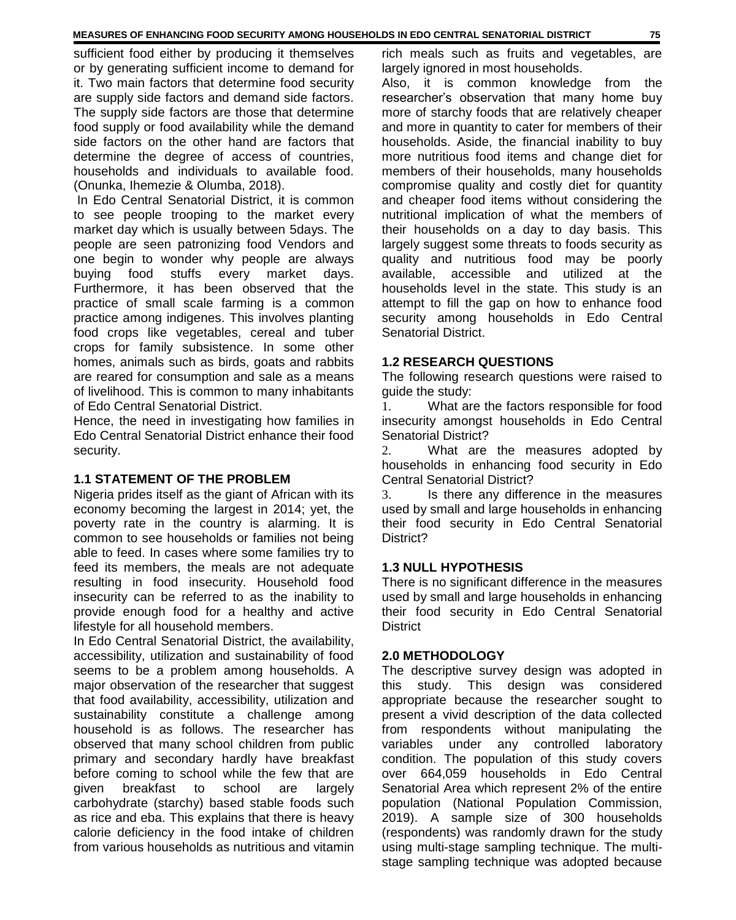sufficient food either by producing it themselves or by generating sufficient income to demand for it. Two main factors that determine food security are supply side factors and demand side factors. The supply side factors are those that determine food supply or food availability while the demand side factors on the other hand are factors that determine the degree of access of countries, households and individuals to available food. (Onunka, Ihemezie & Olumba, 2018).

In Edo Central Senatorial District, it is common to see people trooping to the market every market day which is usually between 5days. The people are seen patronizing food Vendors and one begin to wonder why people are always buying food stuffs every market days. Furthermore, it has been observed that the practice of small scale farming is a common practice among indigenes. This involves planting food crops like vegetables, cereal and tuber crops for family subsistence. In some other homes, animals such as birds, goats and rabbits are reared for consumption and sale as a means of livelihood. This is common to many inhabitants of Edo Central Senatorial District.

Hence, the need in investigating how families in Edo Central Senatorial District enhance their food security.

## 1.1 STATEMENT OF THE PROBLEM

Nigeria prides itself as the giant of African with its economy becoming the largest in 2014; yet, the poverty rate in the country is alarming. It is common to see households or families not being able to feed. In cases where some families try to feed its members, the meals are not adequate resulting in food insecurity. Household food insecurity can be referred to as the inability to provide enough food for a healthy and active lifestyle for all household members.

In Edo Central Senatorial District, the availability, accessibility, utilization and sustainability of food seems to be a problem among households. A major observation of the researcher that suggest that food availability, accessibility, utilization and sustainability constitute a challenge among household is as follows. The researcher has observed that many school children from public primary and secondary hardly have breakfast before coming to school while the few that are given breakfast to school are largely carbohydrate (starchy) based stable foods such as rice and eba. This explains that there is heavy calorie deficiency in the food intake of children from various households as nutritious and vitamin rich meals such as fruits and vegetables, are largely ignored in most households.

Also, it is common knowledge from the researcher's observation that many home buy more of starchy foods that are relatively cheaper and more in quantity to cater for members of their households. Aside, the financial inability to buy more nutritious food items and change diet for members of their households, many households compromise quality and costly diet for quantity and cheaper food items without considering the nutritional implication of what the members of their households on a day to day basis. This largely suggest some threats to foods security as quality and nutritious food may be poorly available, accessible and utilized at the households level in the state. This study is an attempt to fill the gap on how to enhance food security among households in Edo Central Senatorial District.

## 1.2 RESEARCH QUESTIONS

The following research questions were raised to guide the study:

1. What are the factors responsible for food insecurity amongst households in Edo Central Senatorial District?
2. What are the measures adopted by households in enhancing food security in Edo Central Senatorial District?
3. Is there any difference in the measures used by small and large households in enhancing their food security in Edo Central Senatorial District?

## 1.3 NULL HYPOTHESIS

There is no significant difference in the measures used by small and large households in enhancing their food security in Edo Central Senatorial District

## 2.0 METHODOLOGY

The descriptive survey design was adopted in this study. This design was considered appropriate because the researcher sought to present a vivid description of the data collected from respondents without manipulating the variables under any controlled laboratory condition. The population of this study covers over 664,059 households in Edo Central Senatorial Area which represent 2% of the entire population (National Population Commission, 2019). A sample size of 300 households (respondents) was randomly drawn for the study using multi-stage sampling technique. The multi-stage sampling technique was adopted because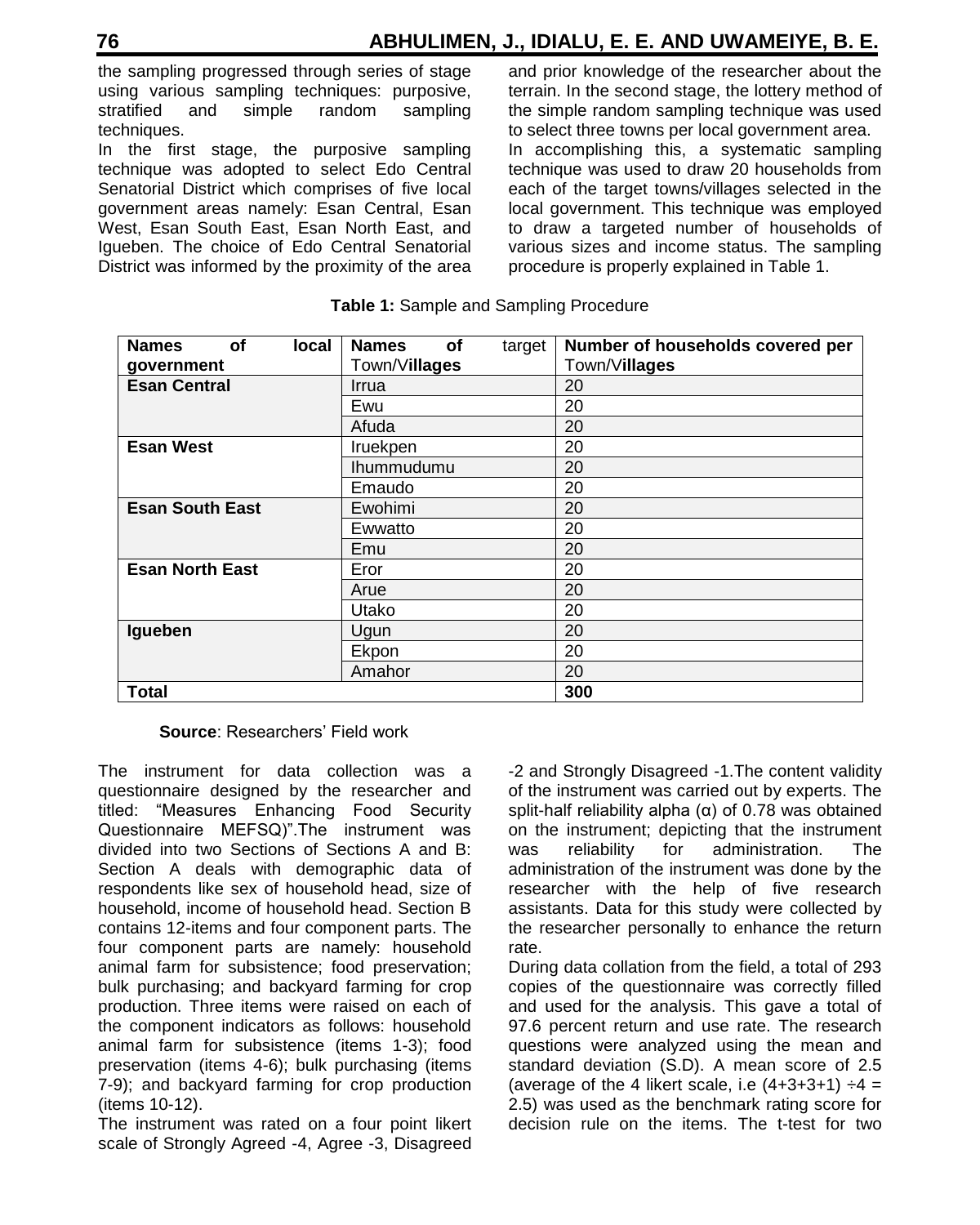the sampling progressed through series of stage using various sampling techniques: purposive, stratified and simple random sampling techniques.

In the first stage, the purposive sampling technique was adopted to select Edo Central Senatorial District which comprises of five local government areas namely: Esan Central, Esan West, Esan South East, Esan North East, and Igueben. The choice of Edo Central Senatorial District was informed by the proximity of the area and prior knowledge of the researcher about the terrain. In the second stage, the lottery method of the simple random sampling technique was used to select three towns per local government area.

In accomplishing this, a systematic sampling technique was used to draw 20 households from each of the target towns/villages selected in the local government. This technique was employed to draw a targeted number of households of various sizes and income status. The sampling procedure is properly explained in Table 1.

**Table 1:** Sample and Sampling Procedure

| **Names of local government** | **Names of** target Town/V**illages** | **Number of households covered per** Town/V**illages** |
|---|---|---|
| **Esan Central** | Irrua | 20 |
| | Ewu | 20 |
| | Afuda | 20 |
| **Esan West** | Iruekpen | 20 |
| | Ihummudumu | 20 |
| | Emaudo | 20 |
| **Esan South East** | Ewohimi | 20 |
| | Ewwatto | 20 |
| | Emu | 20 |
| **Esan North East** | Eror | 20 |
| | Arue | 20 |
| | Utako | 20 |
| **Igueben** | Ugun | 20 |
| | Ekpon | 20 |
| | Amahor | 20 |
| **Total** | | **300** |

**Source**: Researchers' Field work

The instrument for data collection was a questionnaire designed by the researcher and titled: "Measures Enhancing Food Security Questionnaire MEFSQ)".The instrument was divided into two Sections of Sections A and B: Section A deals with demographic data of respondents like sex of household head, size of household, income of household head. Section B contains 12-items and four component parts. The four component parts are namely: household animal farm for subsistence; food preservation; bulk purchasing; and backyard farming for crop production. Three items were raised on each of the component indicators as follows: household animal farm for subsistence (items 1-3); food preservation (items 4-6); bulk purchasing (items 7-9); and backyard farming for crop production (items 10-12).

The instrument was rated on a four point likert scale of Strongly Agreed -4, Agree -3, Disagreed -2 and Strongly Disagreed -1.The content validity of the instrument was carried out by experts. The split-half reliability alpha (α) of 0.78 was obtained on the instrument; depicting that the instrument was reliability for administration. The administration of the instrument was done by the researcher with the help of five research assistants. Data for this study were collected by the researcher personally to enhance the return rate.

During data collation from the field, a total of 293 copies of the questionnaire was correctly filled and used for the analysis. This gave a total of 97.6 percent return and use rate. The research questions were analyzed using the mean and standard deviation (S.D). A mean score of 2.5 (average of the 4 likert scale, i.e $(4+3+3+1) \div 4 = 2.5$) was used as the benchmark rating score for decision rule on the items. The t-test for two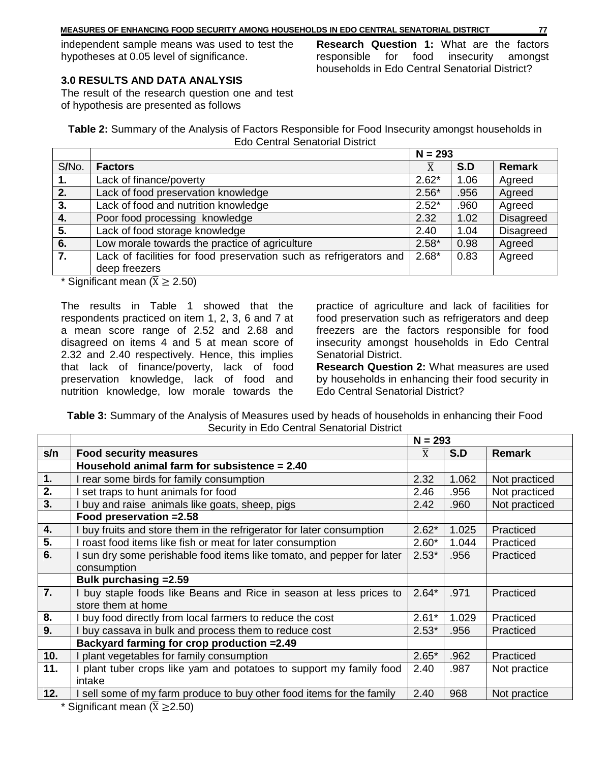independent sample means was used to test the hypotheses at 0.05 level of significance.

### 3.0 RESULTS AND DATA ANALYSIS

The result of the research question one and test of hypothesis are presented as follows

**Research Question 1:** What are the factors responsible for food insecurity amongst households in Edo Central Senatorial District?

**Table 2:** Summary of the Analysis of Factors Responsible for Food Insecurity amongst households in Edo Central Senatorial District

| | | N = 293 | | |
|---|---|---|---|---|
| S/No. | **Factors** | $\bar{X}$ | **S.D** | **Remark** |
| **1.** | Lack of finance/poverty | 2.62* | 1.06 | Agreed |
| **2.** | Lack of food preservation knowledge | 2.56* | .956 | Agreed |
| **3.** | Lack of food and nutrition knowledge | 2.52* | .960 | Agreed |
| **4.** | Poor food processing knowledge | 2.32 | 1.02 | Disagreed |
| **5.** | Lack of food storage knowledge | 2.40 | 1.04 | Disagreed |
| **6.** | Low morale towards the practice of agriculture | 2.58* | 0.98 | Agreed |
| **7.** | Lack of facilities for food preservation such as refrigerators and deep freezers | 2.68* | 0.83 | Agreed |

* Significant mean ($\bar{X} \geq 2.50$)

The results in Table 1 showed that the respondents practiced on item 1, 2, 3, 6 and 7 at a mean score range of 2.52 and 2.68 and disagreed on items 4 and 5 at mean score of 2.32 and 2.40 respectively. Hence, this implies that lack of finance/poverty, lack of food preservation knowledge, lack of food and nutrition knowledge, low morale towards the practice of agriculture and lack of facilities for food preservation such as refrigerators and deep freezers are the factors responsible for food insecurity amongst households in Edo Central Senatorial District.

**Research Question 2:** What measures are used by households in enhancing their food security in Edo Central Senatorial District?

**Table 3:** Summary of the Analysis of Measures used by heads of households in enhancing their Food Security in Edo Central Senatorial District

| | | N = 293 | | |
|---|---|---|---|---|
| **s/n** | **Food security measures** | $\bar{X}$ | **S.D** | **Remark** |
| | **Household animal farm for subsistence = 2.40** | | | |
| **1.** | I rear some birds for family consumption | 2.32 | 1.062 | Not practiced |
| **2.** | I set traps to hunt animals for food | 2.46 | .956 | Not practiced |
| **3.** | I buy and raise animals like goats, sheep, pigs | 2.42 | .960 | Not practiced |
| | **Food preservation =2.58** | | | |
| **4.** | I buy fruits and store them in the refrigerator for later consumption | 2.62* | 1.025 | Practiced |
| **5.** | I roast food items like fish or meat for later consumption | 2.60* | 1.044 | Practiced |
| **6.** | I sun dry some perishable food items like tomato, and pepper for later consumption | 2.53* | .956 | Practiced |
| | **Bulk purchasing =2.59** | | | |
| **7.** | I buy staple foods like Beans and Rice in season at less prices to store them at home | 2.64* | .971 | Practiced |
| **8.** | I buy food directly from local farmers to reduce the cost | 2.61* | 1.029 | Practiced |
| **9.** | I buy cassava in bulk and process them to reduce cost | 2.53* | .956 | Practiced |
| | **Backyard farming for crop production =2.49** | | | |
| **10.** | I plant vegetables for family consumption | 2.65* | .962 | Practiced |
| **11.** | I plant tuber crops like yam and potatoes to support my family food intake | 2.40 | .987 | Not practice |
| **12.** | I sell some of my farm produce to buy other food items for the family | 2.40 | 968 | Not practice |

* Significant mean ($\bar{X} \geq 2.50$)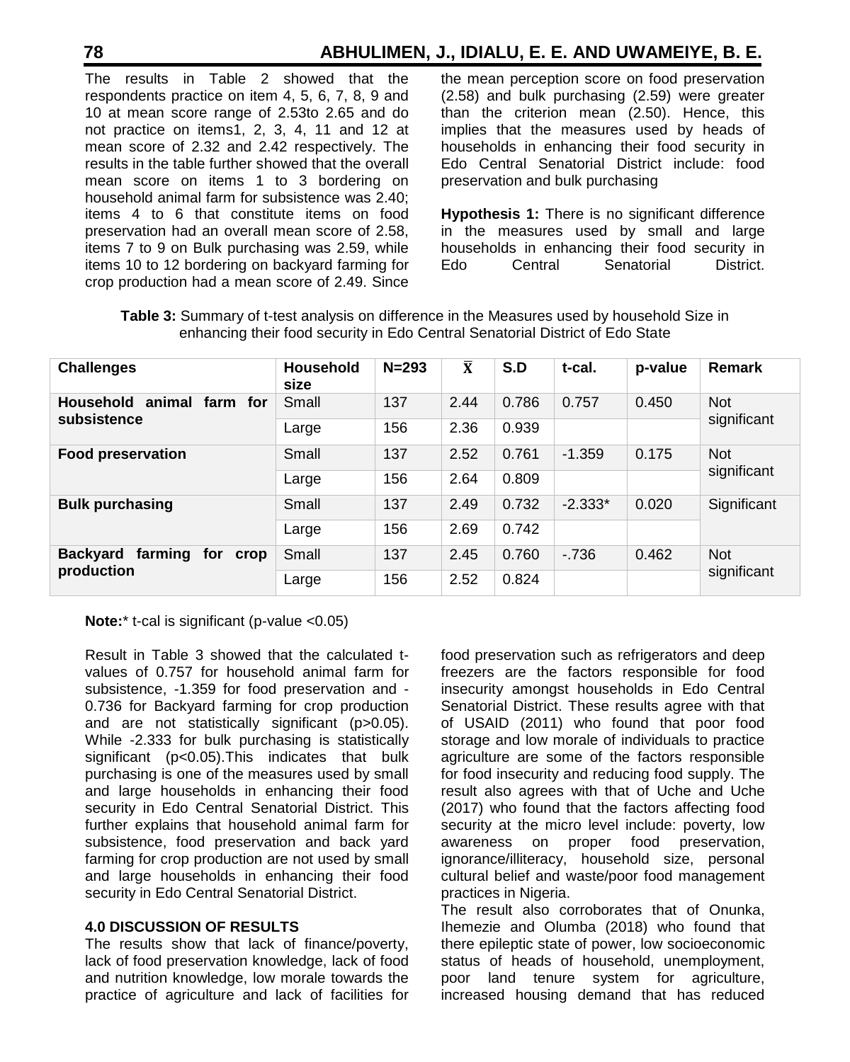The results in Table 2 showed that the respondents practice on item 4, 5, 6, 7, 8, 9 and 10 at mean score range of 2.53to 2.65 and do not practice on items1, 2, 3, 4, 11 and 12 at mean score of 2.32 and 2.42 respectively. The results in the table further showed that the overall mean score on items 1 to 3 bordering on household animal farm for subsistence was 2.40; items 4 to 6 that constitute items on food preservation had an overall mean score of 2.58, items 7 to 9 on Bulk purchasing was 2.59, while items 10 to 12 bordering on backyard farming for crop production had a mean score of 2.49. Since the mean perception score on food preservation (2.58) and bulk purchasing (2.59) were greater than the criterion mean (2.50). Hence, this implies that the measures used by heads of households in enhancing their food security in Edo Central Senatorial District include: food preservation and bulk purchasing

**Hypothesis 1:** There is no significant difference in the measures used by small and large households in enhancing their food security in Edo Central Senatorial District.

**Table 3:** Summary of t-test analysis on difference in the Measures used by household Size in enhancing their food security in Edo Central Senatorial District of Edo State

| Challenges | Household size | N=293 | $\bar{X}$ | S.D | t-cal. | p-value | Remark |
|---|---|---|---|---|---|---|---|
| **Household animal farm for subsistence** | Small | 137 | 2.44 | 0.786 | 0.757 | 0.450 | Not significant |
| | Large | 156 | 2.36 | 0.939 | | | |
| **Food preservation** | Small | 137 | 2.52 | 0.761 | -1.359 | 0.175 | Not significant |
| | Large | 156 | 2.64 | 0.809 | | | |
| **Bulk purchasing** | Small | 137 | 2.49 | 0.732 | -2.333* | 0.020 | Significant |
| | Large | 156 | 2.69 | 0.742 | | | |
| **Backyard farming for crop production** | Small | 137 | 2.45 | 0.760 | -.736 | 0.462 | Not significant |
| | Large | 156 | 2.52 | 0.824 | | | |

**Note:*** t-cal is significant (p-value <0.05)

Result in Table 3 showed that the calculated t-values of 0.757 for household animal farm for subsistence, -1.359 for food preservation and -0.736 for Backyard farming for crop production and are not statistically significant (p>0.05). While -2.333 for bulk purchasing is statistically significant (p<0.05).This indicates that bulk purchasing is one of the measures used by small and large households in enhancing their food security in Edo Central Senatorial District. This further explains that household animal farm for subsistence, food preservation and back yard farming for crop production are not used by small and large households in enhancing their food security in Edo Central Senatorial District.

## 4.0 DISCUSSION OF RESULTS

The results show that lack of finance/poverty, lack of food preservation knowledge, lack of food and nutrition knowledge, low morale towards the practice of agriculture and lack of facilities for food preservation such as refrigerators and deep freezers are the factors responsible for food insecurity amongst households in Edo Central Senatorial District. These results agree with that of USAID (2011) who found that poor food storage and low morale of individuals to practice agriculture are some of the factors responsible for food insecurity and reducing food supply. The result also agrees with that of Uche and Uche (2017) who found that the factors affecting food security at the micro level include: poverty, low awareness on proper food preservation, ignorance/illiteracy, household size, personal cultural belief and waste/poor food management practices in Nigeria.

The result also corroborates that of Onunka, Ihemezie and Olumba (2018) who found that there epileptic state of power, low socioeconomic status of heads of household, unemployment, poor land tenure system for agriculture, increased housing demand that has reduced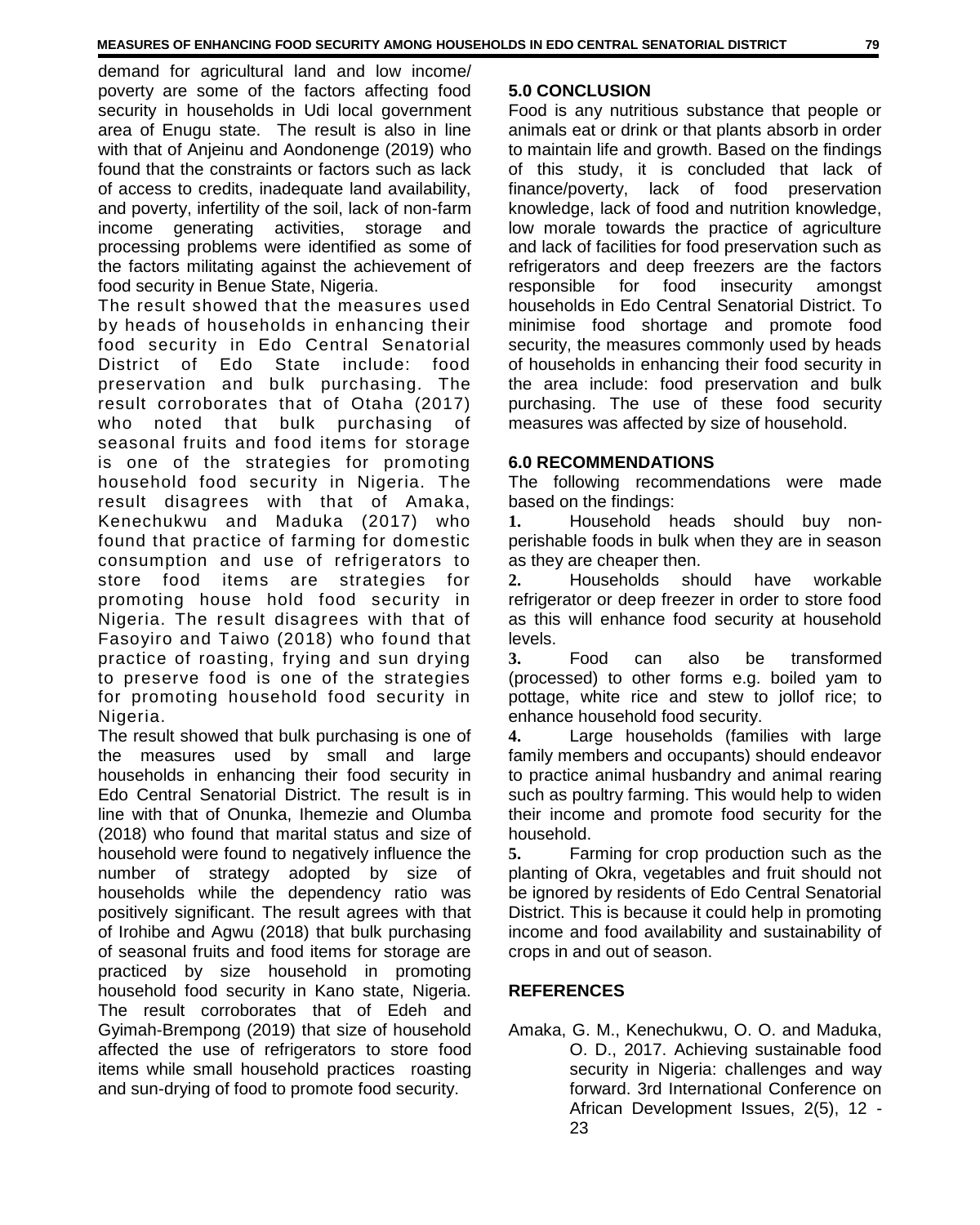demand for agricultural land and low income/ poverty are some of the factors affecting food security in households in Udi local government area of Enugu state. The result is also in line with that of Anjeinu and Aondonenge (2019) who found that the constraints or factors such as lack of access to credits, inadequate land availability, and poverty, infertility of the soil, lack of non-farm income generating activities, storage and processing problems were identified as some of the factors militating against the achievement of food security in Benue State, Nigeria.

The result showed that the measures used by heads of households in enhancing their food security in Edo Central Senatorial District of Edo State include: food preservation and bulk purchasing. The result corroborates that of Otaha (2017) who noted that bulk purchasing of seasonal fruits and food items for storage is one of the strategies for promoting household food security in Nigeria. The result disagrees with that of Amaka, Kenechukwu and Maduka (2017) who found that practice of farming for domestic consumption and use of refrigerators to store food items are strategies for promoting house hold food security in Nigeria. The result disagrees with that of Fasoyiro and Taiwo (2018) who found that practice of roasting, frying and sun drying to preserve food is one of the strategies for promoting household food security in Nigeria.

The result showed that bulk purchasing is one of the measures used by small and large households in enhancing their food security in Edo Central Senatorial District. The result is in line with that of Onunka, Ihemezie and Olumba (2018) who found that marital status and size of household were found to negatively influence the number of strategy adopted by size of households while the dependency ratio was positively significant. The result agrees with that of Irohibe and Agwu (2018) that bulk purchasing of seasonal fruits and food items for storage are practiced by size household in promoting household food security in Kano state, Nigeria. The result corroborates that of Edeh and Gyimah-Brempong (2019) that size of household affected the use of refrigerators to store food items while small household practices roasting and sun-drying of food to promote food security.

## 5.0 CONCLUSION

Food is any nutritious substance that people or animals eat or drink or that plants absorb in order to maintain life and growth. Based on the findings of this study, it is concluded that lack of finance/poverty, lack of food preservation knowledge, lack of food and nutrition knowledge, low morale towards the practice of agriculture and lack of facilities for food preservation such as refrigerators and deep freezers are the factors responsible for food insecurity amongst households in Edo Central Senatorial District. To minimise food shortage and promote food security, the measures commonly used by heads of households in enhancing their food security in the area include: food preservation and bulk purchasing. The use of these food security measures was affected by size of household.

## 6.0 RECOMMENDATIONS

The following recommendations were made based on the findings:

1. Household heads should buy non-perishable foods in bulk when they are in season as they are cheaper then.
2. Households should have workable refrigerator or deep freezer in order to store food as this will enhance food security at household levels.
3. Food can also be transformed (processed) to other forms e.g. boiled yam to pottage, white rice and stew to jollof rice; to enhance household food security.
4. Large households (families with large family members and occupants) should endeavor to practice animal husbandry and animal rearing such as poultry farming. This would help to widen their income and promote food security for the household.
5. Farming for crop production such as the planting of Okra, vegetables and fruit should not be ignored by residents of Edo Central Senatorial District. This is because it could help in promoting income and food availability and sustainability of crops in and out of season.

## REFERENCES

Amaka, G. M., Kenechukwu, O. O. and Maduka, O. D., 2017. Achieving sustainable food security in Nigeria: challenges and way forward. 3rd International Conference on African Development Issues, 2(5), 12 - 23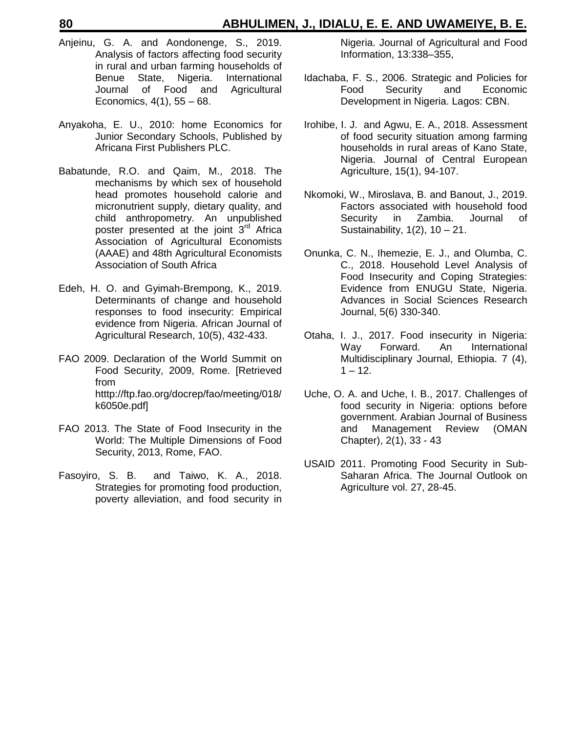Anjeinu, G. A. and Aondonenge, S., 2019. Analysis of factors affecting food security in rural and urban farming households of Benue State, Nigeria. International Journal of Food and Agricultural Economics, 4(1), 55 – 68.

Anyakoha, E. U., 2010: home Economics for Junior Secondary Schools, Published by Africana First Publishers PLC.

Babatunde, R.O. and Qaim, M., 2018. The mechanisms by which sex of household head promotes household calorie and micronutrient supply, dietary quality, and child anthropometry. An unpublished poster presented at the joint 3rd Africa Association of Agricultural Economists (AAAE) and 48th Agricultural Economists Association of South Africa

Edeh, H. O. and Gyimah-Brempong, K., 2019. Determinants of change and household responses to food insecurity: Empirical evidence from Nigeria. African Journal of Agricultural Research, 10(5), 432-433.

FAO 2009. Declaration of the World Summit on Food Security, 2009, Rome. [Retrieved from htttp://ftp.fao.org/docrep/fao/meeting/018/k6050e.pdf]

FAO 2013. The State of Food Insecurity in the World: The Multiple Dimensions of Food Security, 2013, Rome, FAO.

Fasoyiro, S. B. and Taiwo, K. A., 2018. Strategies for promoting food production, poverty alleviation, and food security in Nigeria. Journal of Agricultural and Food Information, 13:338–355,

Idachaba, F. S., 2006. Strategic and Policies for Food Security and Economic Development in Nigeria. Lagos: CBN.

Irohibe, I. J. and Agwu, E. A., 2018. Assessment of food security situation among farming households in rural areas of Kano State, Nigeria. Journal of Central European Agriculture, 15(1), 94-107.

Nkomoki, W., Miroslava, B. and Banout, J., 2019. Factors associated with household food Security in Zambia. Journal of Sustainability, 1(2), 10 – 21.

Onunka, C. N., Ihemezie, E. J., and Olumba, C. C., 2018. Household Level Analysis of Food Insecurity and Coping Strategies: Evidence from ENUGU State, Nigeria. Advances in Social Sciences Research Journal, 5(6) 330-340.

Otaha, I. J., 2017. Food insecurity in Nigeria: Way Forward. An International Multidisciplinary Journal, Ethiopia. 7 (4), 1 – 12.

Uche, O. A. and Uche, I. B., 2017. Challenges of food security in Nigeria: options before government. Arabian Journal of Business and Management Review (OMAN Chapter), 2(1), 33 - 43

USAID 2011. Promoting Food Security in Sub-Saharan Africa. The Journal Outlook on Agriculture vol. 27, 28-45.